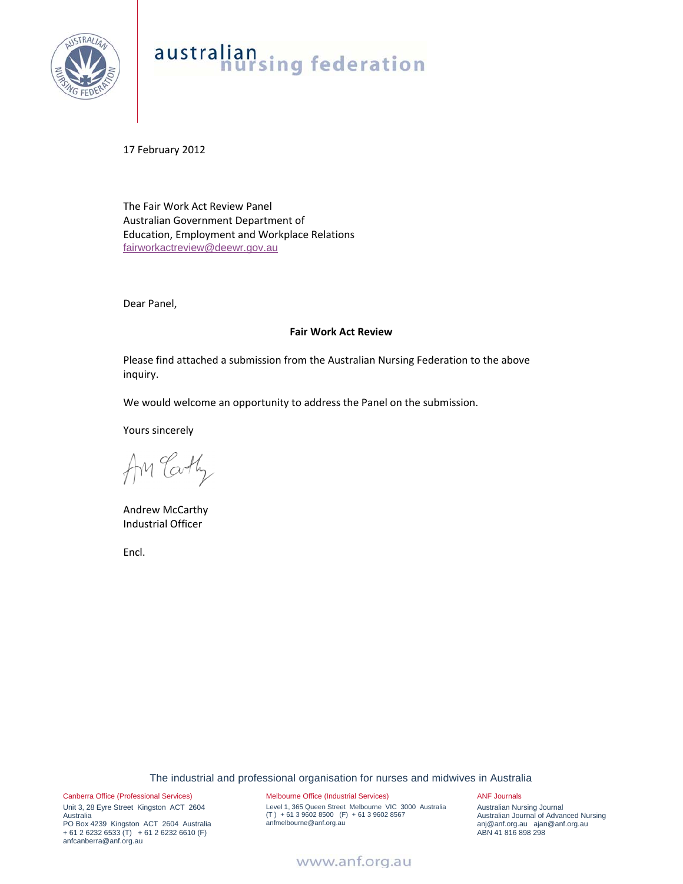australian nursing federation

17 February 2012

The Fair Work Act Review Panel
Australian Government Department of
Education, Employment and Workplace Relations
fairworkactreview@deewr.gov.au

Dear Panel,

**Fair Work Act Review**

Please find attached a submission from the Australian Nursing Federation to the above inquiry.

We would welcome an opportunity to address the Panel on the submission.

Yours sincerely

Andrew McCarthy
Industrial Officer

Encl.

The industrial and professional organisation for nurses and midwives in Australia

Canberra Office (Professional Services)
Unit 3, 28 Eyre Street Kingston ACT 2604
Australia
PO Box 4239 Kingston ACT 2604 Australia
+ 61 2 6232 6533 (T) + 61 2 6232 6610 (F)
anfcanberra@anf.org.au

Melbourne Office (Industrial Services)
Level 1, 365 Queen Street Melbourne VIC 3000 Australia
(T) + 61 3 9602 8500 (F) + 61 3 9602 8567
anfmelbourne@anf.org.au

ANF Journals
Australian Nursing Journal
Australian Journal of Advanced Nursing
anj@anf.org.au ajan@anf.org.au
ABN 41 816 898 298

www.anf.org.au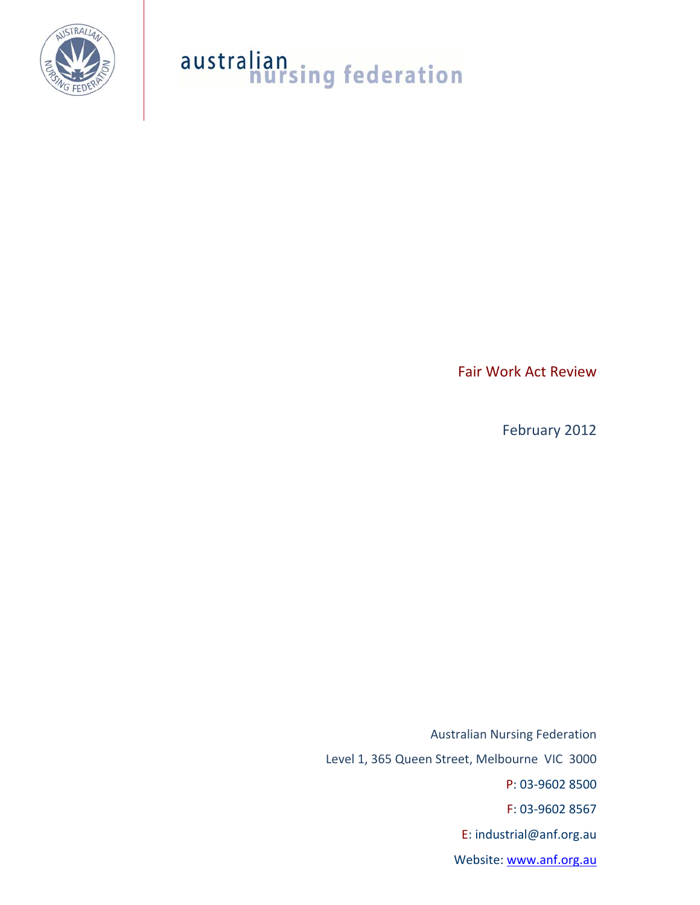australian nursing federation

# Fair Work Act Review

February 2012

Australian Nursing Federation

Level 1, 365 Queen Street, Melbourne VIC 3000

P: 03-9602 8500

F: 03-9602 8567

E: industrial@anf.org.au

Website: www.anf.org.au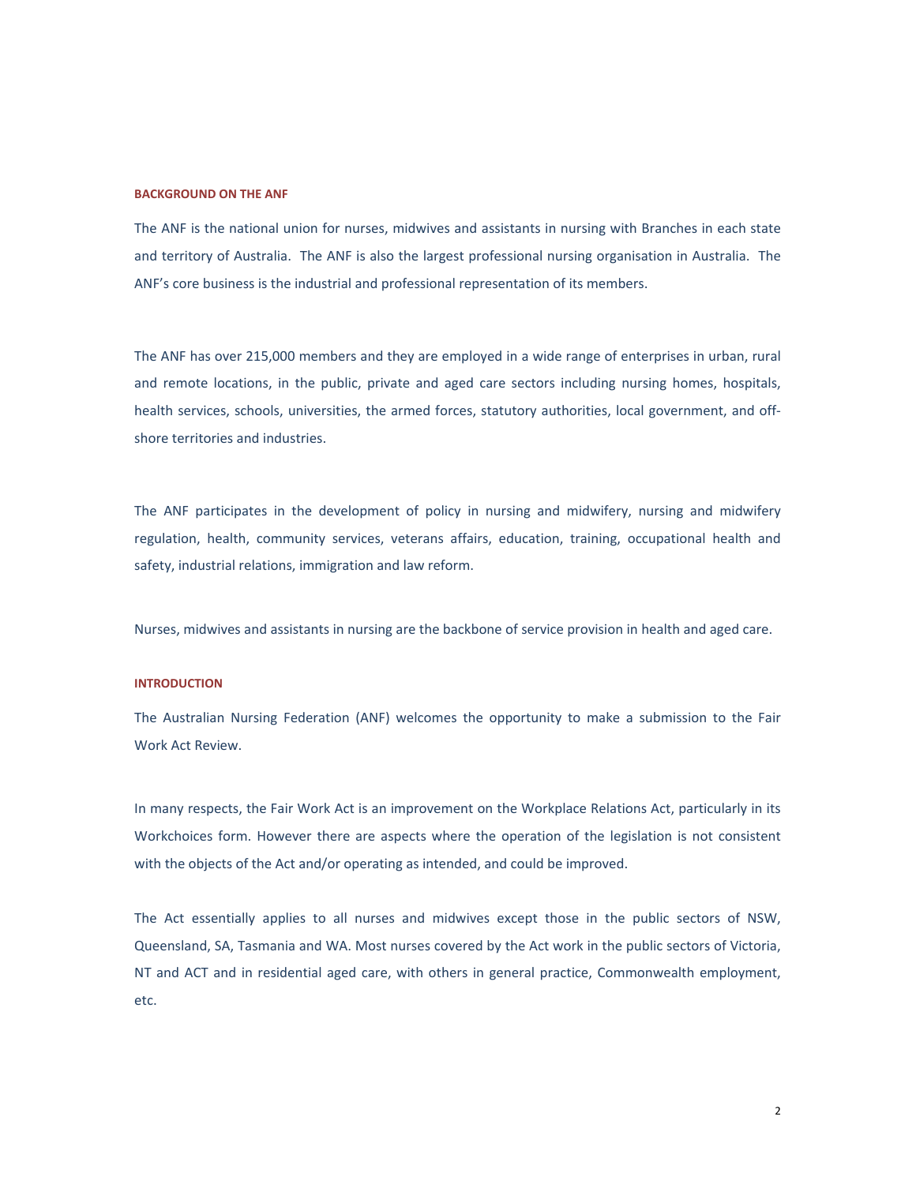## BACKGROUND ON THE ANF

The ANF is the national union for nurses, midwives and assistants in nursing with Branches in each state and territory of Australia. The ANF is also the largest professional nursing organisation in Australia. The ANF's core business is the industrial and professional representation of its members.

The ANF has over 215,000 members and they are employed in a wide range of enterprises in urban, rural and remote locations, in the public, private and aged care sectors including nursing homes, hospitals, health services, schools, universities, the armed forces, statutory authorities, local government, and off-shore territories and industries.

The ANF participates in the development of policy in nursing and midwifery, nursing and midwifery regulation, health, community services, veterans affairs, education, training, occupational health and safety, industrial relations, immigration and law reform.

Nurses, midwives and assistants in nursing are the backbone of service provision in health and aged care.

## INTRODUCTION

The Australian Nursing Federation (ANF) welcomes the opportunity to make a submission to the Fair Work Act Review.

In many respects, the Fair Work Act is an improvement on the Workplace Relations Act, particularly in its Workchoices form. However there are aspects where the operation of the legislation is not consistent with the objects of the Act and/or operating as intended, and could be improved.

The Act essentially applies to all nurses and midwives except those in the public sectors of NSW, Queensland, SA, Tasmania and WA. Most nurses covered by the Act work in the public sectors of Victoria, NT and ACT and in residential aged care, with others in general practice, Commonwealth employment, etc.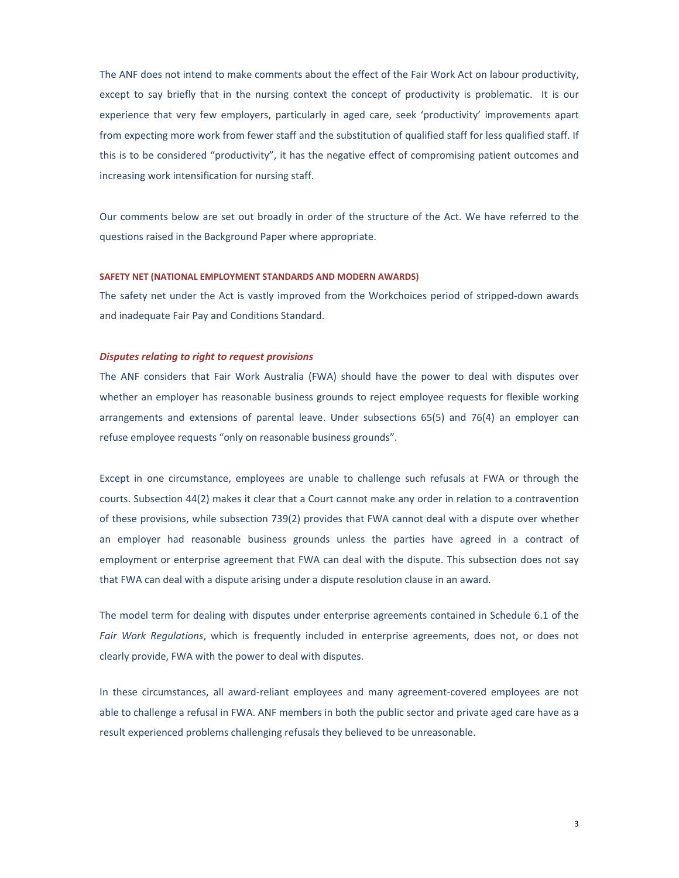The ANF does not intend to make comments about the effect of the Fair Work Act on labour productivity, except to say briefly that in the nursing context the concept of productivity is problematic. It is our experience that very few employers, particularly in aged care, seek 'productivity' improvements apart from expecting more work from fewer staff and the substitution of qualified staff for less qualified staff. If this is to be considered "productivity", it has the negative effect of compromising patient outcomes and increasing work intensification for nursing staff.

Our comments below are set out broadly in order of the structure of the Act. We have referred to the questions raised in the Background Paper where appropriate.

## SAFETY NET (NATIONAL EMPLOYMENT STANDARDS AND MODERN AWARDS)

The safety net under the Act is vastly improved from the Workchoices period of stripped-down awards and inadequate Fair Pay and Conditions Standard.

### *Disputes relating to right to request provisions*

The ANF considers that Fair Work Australia (FWA) should have the power to deal with disputes over whether an employer has reasonable business grounds to reject employee requests for flexible working arrangements and extensions of parental leave. Under subsections 65(5) and 76(4) an employer can refuse employee requests "only on reasonable business grounds".

Except in one circumstance, employees are unable to challenge such refusals at FWA or through the courts. Subsection 44(2) makes it clear that a Court cannot make any order in relation to a contravention of these provisions, while subsection 739(2) provides that FWA cannot deal with a dispute over whether an employer had reasonable business grounds unless the parties have agreed in a contract of employment or enterprise agreement that FWA can deal with the dispute. This subsection does not say that FWA can deal with a dispute arising under a dispute resolution clause in an award.

The model term for dealing with disputes under enterprise agreements contained in Schedule 6.1 of the *Fair Work Regulations*, which is frequently included in enterprise agreements, does not, or does not clearly provide, FWA with the power to deal with disputes.

In these circumstances, all award-reliant employees and many agreement-covered employees are not able to challenge a refusal in FWA. ANF members in both the public sector and private aged care have as a result experienced problems challenging refusals they believed to be unreasonable.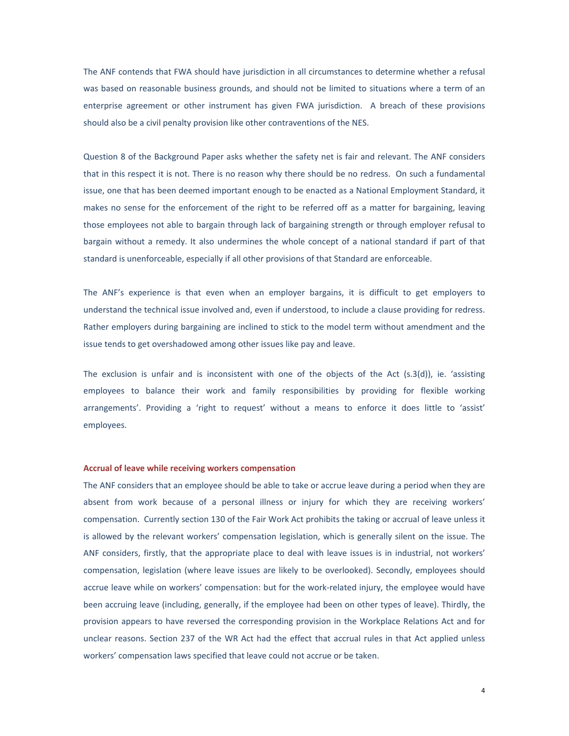The ANF contends that FWA should have jurisdiction in all circumstances to determine whether a refusal was based on reasonable business grounds, and should not be limited to situations where a term of an enterprise agreement or other instrument has given FWA jurisdiction. A breach of these provisions should also be a civil penalty provision like other contraventions of the NES.

Question 8 of the Background Paper asks whether the safety net is fair and relevant. The ANF considers that in this respect it is not. There is no reason why there should be no redress. On such a fundamental issue, one that has been deemed important enough to be enacted as a National Employment Standard, it makes no sense for the enforcement of the right to be referred off as a matter for bargaining, leaving those employees not able to bargain through lack of bargaining strength or through employer refusal to bargain without a remedy. It also undermines the whole concept of a national standard if part of that standard is unenforceable, especially if all other provisions of that Standard are enforceable.

The ANF's experience is that even when an employer bargains, it is difficult to get employers to understand the technical issue involved and, even if understood, to include a clause providing for redress. Rather employers during bargaining are inclined to stick to the model term without amendment and the issue tends to get overshadowed among other issues like pay and leave.

The exclusion is unfair and is inconsistent with one of the objects of the Act (s.3(d)), ie. 'assisting employees to balance their work and family responsibilities by providing for flexible working arrangements'. Providing a 'right to request' without a means to enforce it does little to 'assist' employees.

### Accrual of leave while receiving workers compensation

The ANF considers that an employee should be able to take or accrue leave during a period when they are absent from work because of a personal illness or injury for which they are receiving workers' compensation. Currently section 130 of the Fair Work Act prohibits the taking or accrual of leave unless it is allowed by the relevant workers' compensation legislation, which is generally silent on the issue. The ANF considers, firstly, that the appropriate place to deal with leave issues is in industrial, not workers' compensation, legislation (where leave issues are likely to be overlooked). Secondly, employees should accrue leave while on workers' compensation: but for the work-related injury, the employee would have been accruing leave (including, generally, if the employee had been on other types of leave). Thirdly, the provision appears to have reversed the corresponding provision in the Workplace Relations Act and for unclear reasons. Section 237 of the WR Act had the effect that accrual rules in that Act applied unless workers' compensation laws specified that leave could not accrue or be taken.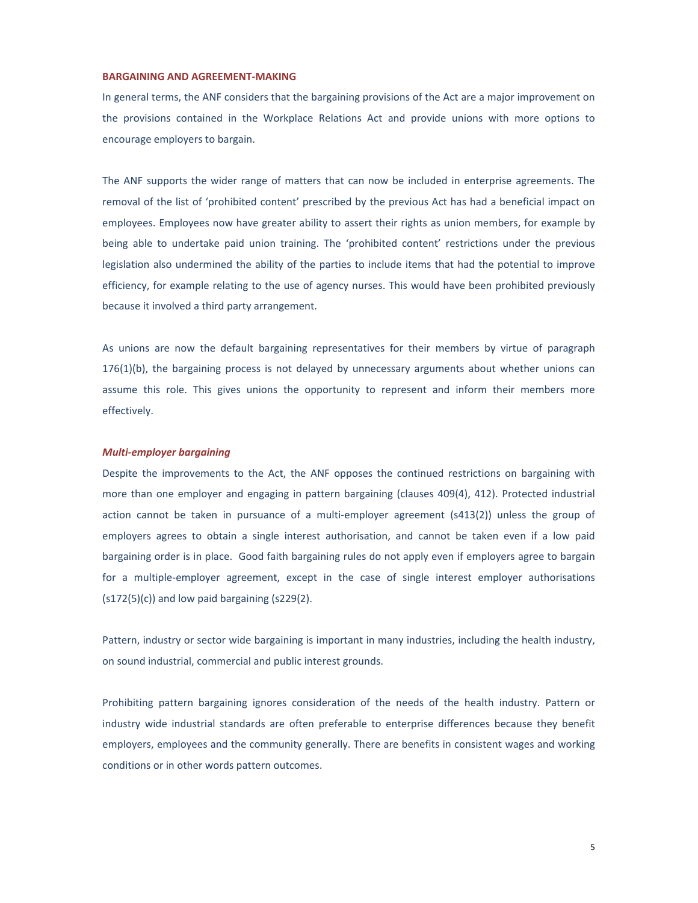## BARGAINING AND AGREEMENT-MAKING

In general terms, the ANF considers that the bargaining provisions of the Act are a major improvement on the provisions contained in the Workplace Relations Act and provide unions with more options to encourage employers to bargain.

The ANF supports the wider range of matters that can now be included in enterprise agreements. The removal of the list of 'prohibited content' prescribed by the previous Act has had a beneficial impact on employees. Employees now have greater ability to assert their rights as union members, for example by being able to undertake paid union training. The 'prohibited content' restrictions under the previous legislation also undermined the ability of the parties to include items that had the potential to improve efficiency, for example relating to the use of agency nurses. This would have been prohibited previously because it involved a third party arrangement.

As unions are now the default bargaining representatives for their members by virtue of paragraph 176(1)(b), the bargaining process is not delayed by unnecessary arguments about whether unions can assume this role. This gives unions the opportunity to represent and inform their members more effectively.

### *Multi-employer bargaining*

Despite the improvements to the Act, the ANF opposes the continued restrictions on bargaining with more than one employer and engaging in pattern bargaining (clauses 409(4), 412). Protected industrial action cannot be taken in pursuance of a multi-employer agreement (s413(2)) unless the group of employers agrees to obtain a single interest authorisation, and cannot be taken even if a low paid bargaining order is in place. Good faith bargaining rules do not apply even if employers agree to bargain for a multiple-employer agreement, except in the case of single interest employer authorisations (s172(5)(c)) and low paid bargaining (s229(2).

Pattern, industry or sector wide bargaining is important in many industries, including the health industry, on sound industrial, commercial and public interest grounds.

Prohibiting pattern bargaining ignores consideration of the needs of the health industry. Pattern or industry wide industrial standards are often preferable to enterprise differences because they benefit employers, employees and the community generally. There are benefits in consistent wages and working conditions or in other words pattern outcomes.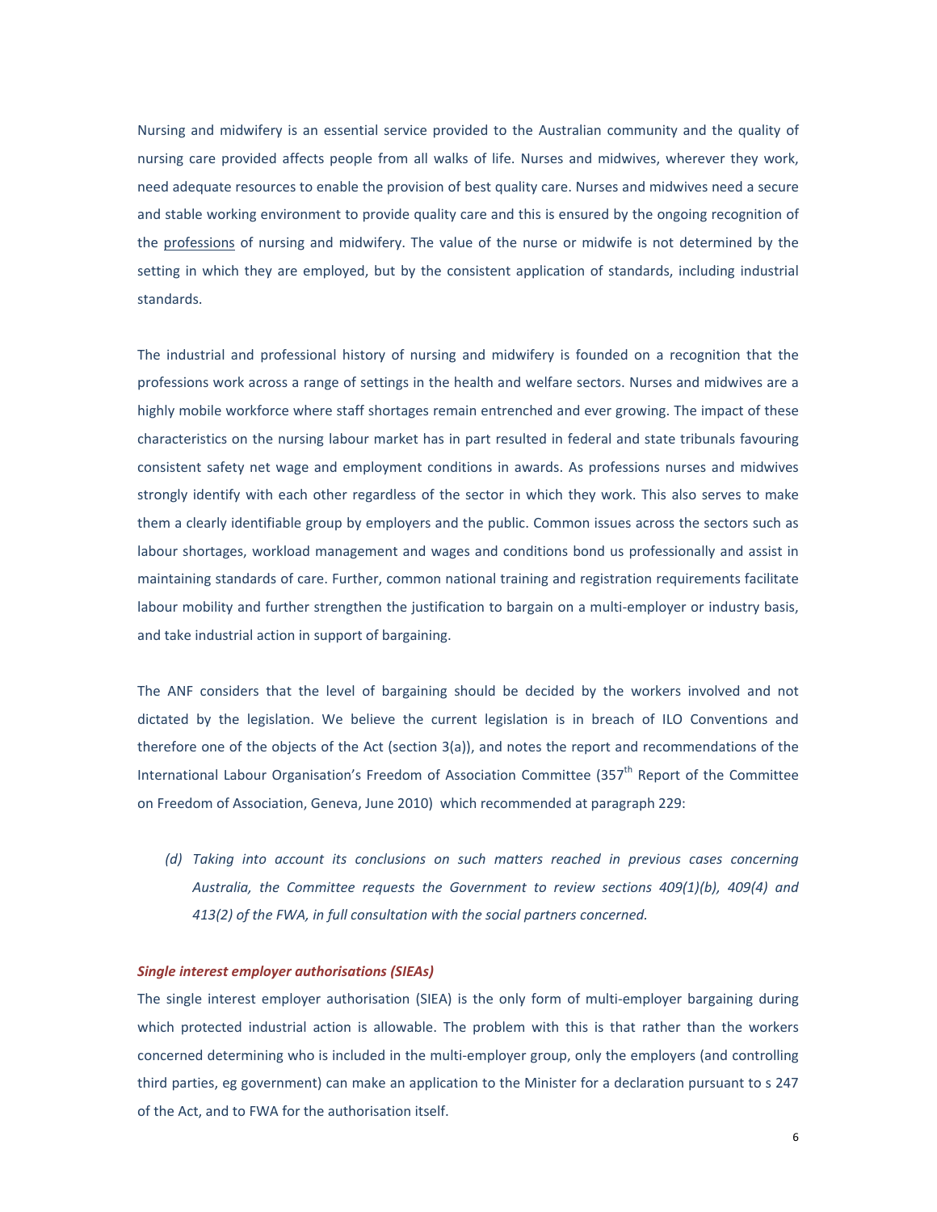Nursing and midwifery is an essential service provided to the Australian community and the quality of nursing care provided affects people from all walks of life. Nurses and midwives, wherever they work, need adequate resources to enable the provision of best quality care. Nurses and midwives need a secure and stable working environment to provide quality care and this is ensured by the ongoing recognition of the professions of nursing and midwifery. The value of the nurse or midwife is not determined by the setting in which they are employed, but by the consistent application of standards, including industrial standards.

The industrial and professional history of nursing and midwifery is founded on a recognition that the professions work across a range of settings in the health and welfare sectors. Nurses and midwives are a highly mobile workforce where staff shortages remain entrenched and ever growing. The impact of these characteristics on the nursing labour market has in part resulted in federal and state tribunals favouring consistent safety net wage and employment conditions in awards. As professions nurses and midwives strongly identify with each other regardless of the sector in which they work. This also serves to make them a clearly identifiable group by employers and the public. Common issues across the sectors such as labour shortages, workload management and wages and conditions bond us professionally and assist in maintaining standards of care. Further, common national training and registration requirements facilitate labour mobility and further strengthen the justification to bargain on a multi-employer or industry basis, and take industrial action in support of bargaining.

The ANF considers that the level of bargaining should be decided by the workers involved and not dictated by the legislation. We believe the current legislation is in breach of ILO Conventions and therefore one of the objects of the Act (section 3(a)), and notes the report and recommendations of the International Labour Organisation's Freedom of Association Committee (357th Report of the Committee on Freedom of Association, Geneva, June 2010) which recommended at paragraph 229:

> *(d) Taking into account its conclusions on such matters reached in previous cases concerning Australia, the Committee requests the Government to review sections 409(1)(b), 409(4) and 413(2) of the FWA, in full consultation with the social partners concerned.*

#### *Single interest employer authorisations (SIEAs)*

The single interest employer authorisation (SIEA) is the only form of multi-employer bargaining during which protected industrial action is allowable. The problem with this is that rather than the workers concerned determining who is included in the multi-employer group, only the employers (and controlling third parties, eg government) can make an application to the Minister for a declaration pursuant to s 247 of the Act, and to FWA for the authorisation itself.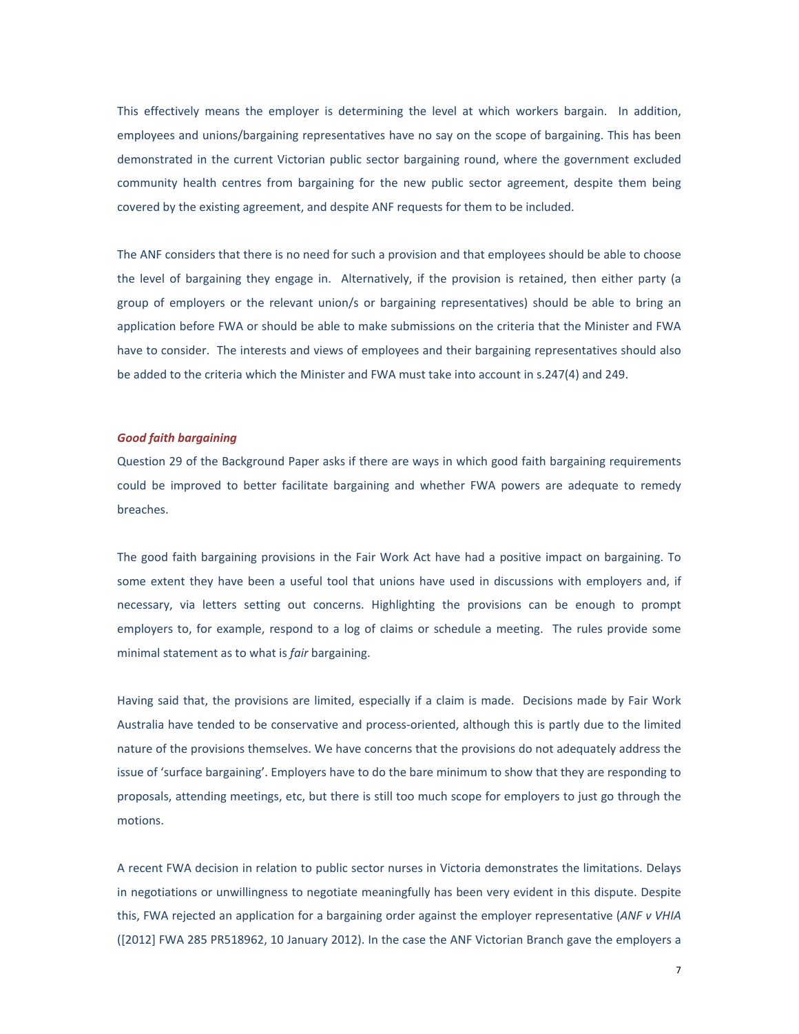This effectively means the employer is determining the level at which workers bargain. In addition, employees and unions/bargaining representatives have no say on the scope of bargaining. This has been demonstrated in the current Victorian public sector bargaining round, where the government excluded community health centres from bargaining for the new public sector agreement, despite them being covered by the existing agreement, and despite ANF requests for them to be included.

The ANF considers that there is no need for such a provision and that employees should be able to choose the level of bargaining they engage in. Alternatively, if the provision is retained, then either party (a group of employers or the relevant union/s or bargaining representatives) should be able to bring an application before FWA or should be able to make submissions on the criteria that the Minister and FWA have to consider. The interests and views of employees and their bargaining representatives should also be added to the criteria which the Minister and FWA must take into account in s.247(4) and 249.

### *Good faith bargaining*

Question 29 of the Background Paper asks if there are ways in which good faith bargaining requirements could be improved to better facilitate bargaining and whether FWA powers are adequate to remedy breaches.

The good faith bargaining provisions in the Fair Work Act have had a positive impact on bargaining. To some extent they have been a useful tool that unions have used in discussions with employers and, if necessary, via letters setting out concerns. Highlighting the provisions can be enough to prompt employers to, for example, respond to a log of claims or schedule a meeting. The rules provide some minimal statement as to what is *fair* bargaining.

Having said that, the provisions are limited, especially if a claim is made. Decisions made by Fair Work Australia have tended to be conservative and process-oriented, although this is partly due to the limited nature of the provisions themselves. We have concerns that the provisions do not adequately address the issue of 'surface bargaining'. Employers have to do the bare minimum to show that they are responding to proposals, attending meetings, etc, but there is still too much scope for employers to just go through the motions.

A recent FWA decision in relation to public sector nurses in Victoria demonstrates the limitations. Delays in negotiations or unwillingness to negotiate meaningfully has been very evident in this dispute. Despite this, FWA rejected an application for a bargaining order against the employer representative (*ANF v VHIA* ([2012] FWA 285 PR518962, 10 January 2012). In the case the ANF Victorian Branch gave the employers a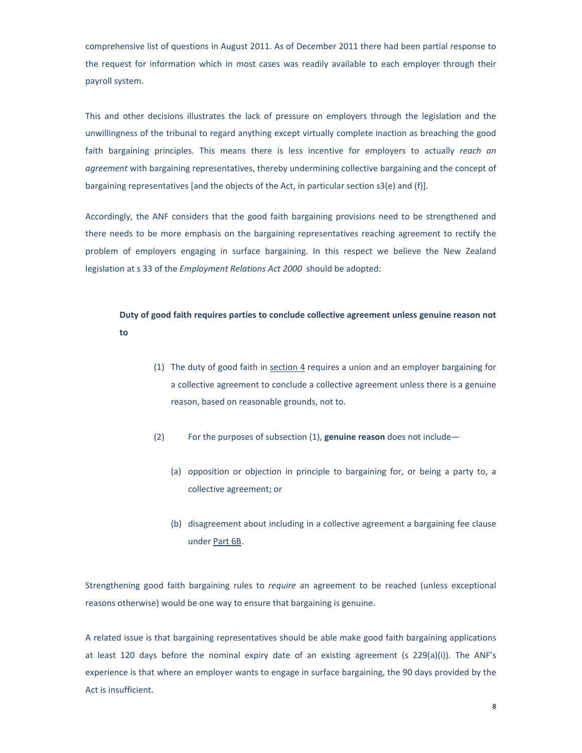comprehensive list of questions in August 2011. As of December 2011 there had been partial response to the request for information which in most cases was readily available to each employer through their payroll system.

This and other decisions illustrates the lack of pressure on employers through the legislation and the unwillingness of the tribunal to regard anything except virtually complete inaction as breaching the good faith bargaining principles. This means there is less incentive for employers to actually *reach an agreement* with bargaining representatives, thereby undermining collective bargaining and the concept of bargaining representatives [and the objects of the Act, in particular section s3(e) and (f)].

Accordingly, the ANF considers that the good faith bargaining provisions need to be strengthened and there needs to be more emphasis on the bargaining representatives reaching agreement to rectify the problem of employers engaging in surface bargaining. In this respect we believe the New Zealand legislation at s 33 of the *Employment Relations Act 2000* should be adopted:

> **Duty of good faith requires parties to conclude collective agreement unless genuine reason not to**
>
> (1) The duty of good faith in section 4 requires a union and an employer bargaining for a collective agreement to conclude a collective agreement unless there is a genuine reason, based on reasonable grounds, not to.
>
> (2) For the purposes of subsection (1), **genuine reason** does not include—
>
> (a) opposition or objection in principle to bargaining for, or being a party to, a collective agreement; or
>
> (b) disagreement about including in a collective agreement a bargaining fee clause under Part 6B.

Strengthening good faith bargaining rules to *require* an agreement to be reached (unless exceptional reasons otherwise) would be one way to ensure that bargaining is genuine.

A related issue is that bargaining representatives should be able make good faith bargaining applications at least 120 days before the nominal expiry date of an existing agreement (s 229(a)(i)). The ANF's experience is that where an employer wants to engage in surface bargaining, the 90 days provided by the Act is insufficient.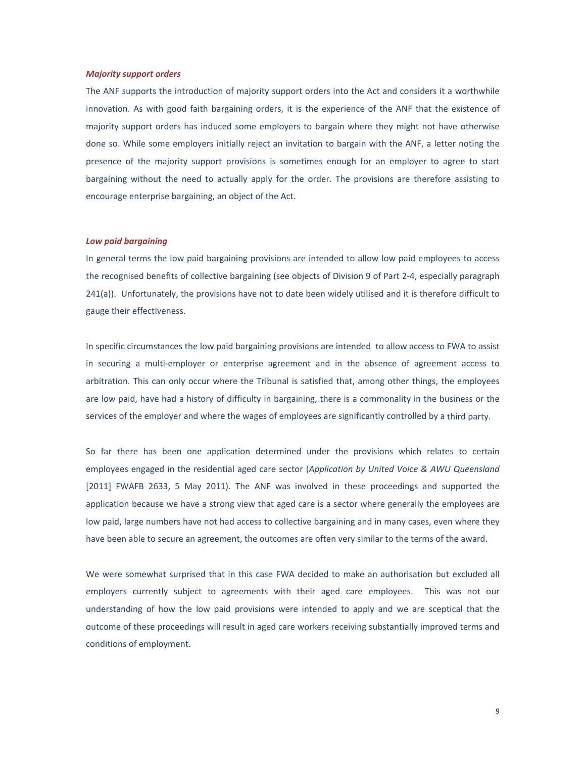### ***Majority support orders***

The ANF supports the introduction of majority support orders into the Act and considers it a worthwhile innovation. As with good faith bargaining orders, it is the experience of the ANF that the existence of majority support orders has induced some employers to bargain where they might not have otherwise done so. While some employers initially reject an invitation to bargain with the ANF, a letter noting the presence of the majority support provisions is sometimes enough for an employer to agree to start bargaining without the need to actually apply for the order. The provisions are therefore assisting to encourage enterprise bargaining, an object of the Act.

### ***Low paid bargaining***

In general terms the low paid bargaining provisions are intended to allow low paid employees to access the recognised benefits of collective bargaining (see objects of Division 9 of Part 2-4, especially paragraph 241(a)). Unfortunately, the provisions have not to date been widely utilised and it is therefore difficult to gauge their effectiveness.

In specific circumstances the low paid bargaining provisions are intended to allow access to FWA to assist in securing a multi-employer or enterprise agreement and in the absence of agreement access to arbitration. This can only occur where the Tribunal is satisfied that, among other things, the employees are low paid, have had a history of difficulty in bargaining, there is a commonality in the business or the services of the employer and where the wages of employees are significantly controlled by a third party.

So far there has been one application determined under the provisions which relates to certain employees engaged in the residential aged care sector (*Application by United Voice & AWU Queensland* [2011] FWAFB 2633, 5 May 2011). The ANF was involved in these proceedings and supported the application because we have a strong view that aged care is a sector where generally the employees are low paid, large numbers have not had access to collective bargaining and in many cases, even where they have been able to secure an agreement, the outcomes are often very similar to the terms of the award.

We were somewhat surprised that in this case FWA decided to make an authorisation but excluded all employers currently subject to agreements with their aged care employees. This was not our understanding of how the low paid provisions were intended to apply and we are sceptical that the outcome of these proceedings will result in aged care workers receiving substantially improved terms and conditions of employment.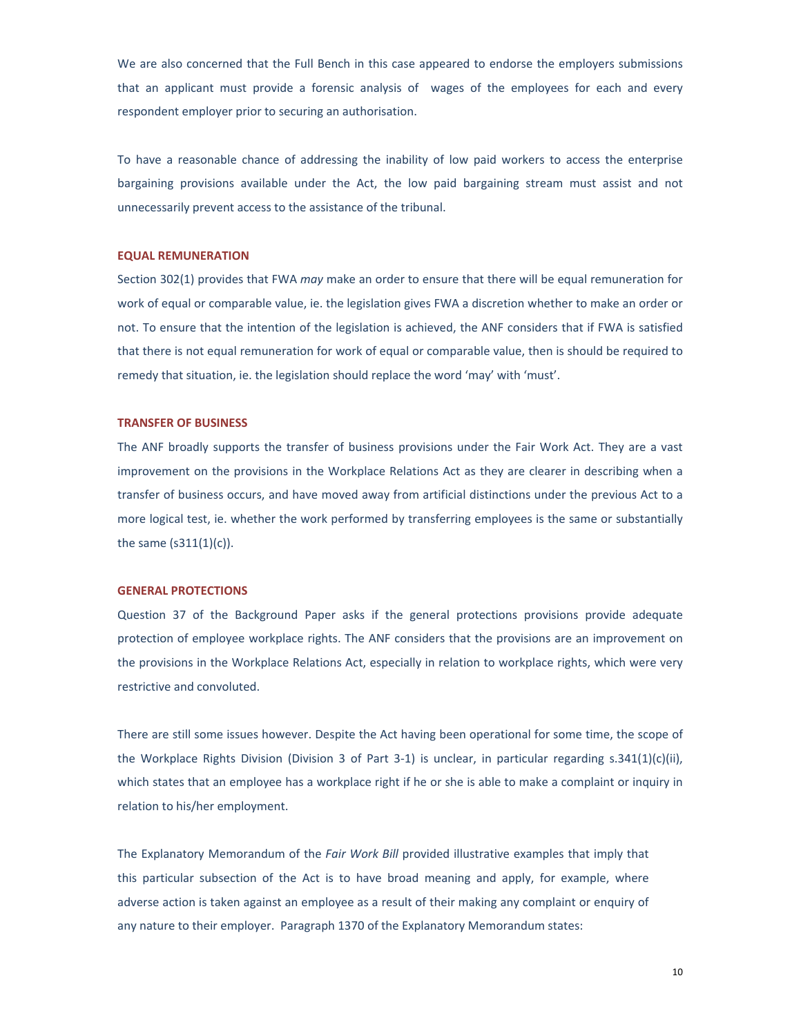We are also concerned that the Full Bench in this case appeared to endorse the employers submissions that an applicant must provide a forensic analysis of wages of the employees for each and every respondent employer prior to securing an authorisation.

To have a reasonable chance of addressing the inability of low paid workers to access the enterprise bargaining provisions available under the Act, the low paid bargaining stream must assist and not unnecessarily prevent access to the assistance of the tribunal.

## EQUAL REMUNERATION

Section 302(1) provides that FWA *may* make an order to ensure that there will be equal remuneration for work of equal or comparable value, ie. the legislation gives FWA a discretion whether to make an order or not. To ensure that the intention of the legislation is achieved, the ANF considers that if FWA is satisfied that there is not equal remuneration for work of equal or comparable value, then is should be required to remedy that situation, ie. the legislation should replace the word 'may' with 'must'.

## TRANSFER OF BUSINESS

The ANF broadly supports the transfer of business provisions under the Fair Work Act. They are a vast improvement on the provisions in the Workplace Relations Act as they are clearer in describing when a transfer of business occurs, and have moved away from artificial distinctions under the previous Act to a more logical test, ie. whether the work performed by transferring employees is the same or substantially the same (s311(1)(c)).

## GENERAL PROTECTIONS

Question 37 of the Background Paper asks if the general protections provisions provide adequate protection of employee workplace rights. The ANF considers that the provisions are an improvement on the provisions in the Workplace Relations Act, especially in relation to workplace rights, which were very restrictive and convoluted.

There are still some issues however. Despite the Act having been operational for some time, the scope of the Workplace Rights Division (Division 3 of Part 3-1) is unclear, in particular regarding s.341(1)(c)(ii), which states that an employee has a workplace right if he or she is able to make a complaint or inquiry in relation to his/her employment.

The Explanatory Memorandum of the *Fair Work Bill* provided illustrative examples that imply that this particular subsection of the Act is to have broad meaning and apply, for example, where adverse action is taken against an employee as a result of their making any complaint or enquiry of any nature to their employer. Paragraph 1370 of the Explanatory Memorandum states: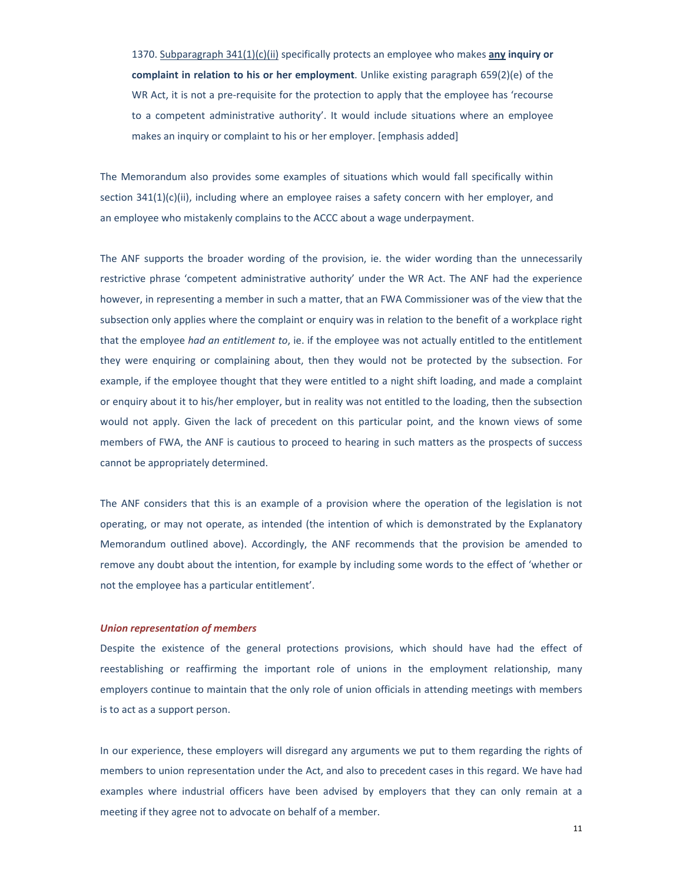> 1370. Subparagraph 341(1)(c)(ii) specifically protects an employee who makes **any inquiry or complaint in relation to his or her employment**. Unlike existing paragraph 659(2)(e) of the WR Act, it is not a pre-requisite for the protection to apply that the employee has 'recourse to a competent administrative authority'. It would include situations where an employee makes an inquiry or complaint to his or her employer. [emphasis added]

The Memorandum also provides some examples of situations which would fall specifically within section 341(1)(c)(ii), including where an employee raises a safety concern with her employer, and an employee who mistakenly complains to the ACCC about a wage underpayment.

The ANF supports the broader wording of the provision, ie. the wider wording than the unnecessarily restrictive phrase 'competent administrative authority' under the WR Act. The ANF had the experience however, in representing a member in such a matter, that an FWA Commissioner was of the view that the subsection only applies where the complaint or enquiry was in relation to the benefit of a workplace right that the employee *had an entitlement to*, ie. if the employee was not actually entitled to the entitlement they were enquiring or complaining about, then they would not be protected by the subsection. For example, if the employee thought that they were entitled to a night shift loading, and made a complaint or enquiry about it to his/her employer, but in reality was not entitled to the loading, then the subsection would not apply. Given the lack of precedent on this particular point, and the known views of some members of FWA, the ANF is cautious to proceed to hearing in such matters as the prospects of success cannot be appropriately determined.

The ANF considers that this is an example of a provision where the operation of the legislation is not operating, or may not operate, as intended (the intention of which is demonstrated by the Explanatory Memorandum outlined above). Accordingly, the ANF recommends that the provision be amended to remove any doubt about the intention, for example by including some words to the effect of 'whether or not the employee has a particular entitlement'.

### *Union representation of members*

Despite the existence of the general protections provisions, which should have had the effect of reestablishing or reaffirming the important role of unions in the employment relationship, many employers continue to maintain that the only role of union officials in attending meetings with members is to act as a support person.

In our experience, these employers will disregard any arguments we put to them regarding the rights of members to union representation under the Act, and also to precedent cases in this regard. We have had examples where industrial officers have been advised by employers that they can only remain at a meeting if they agree not to advocate on behalf of a member.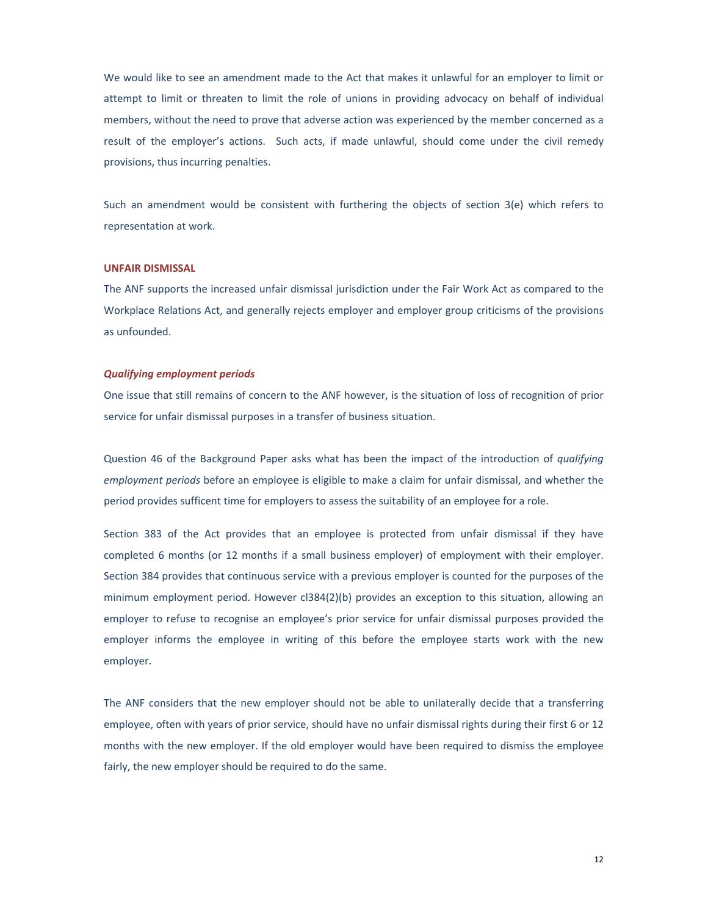We would like to see an amendment made to the Act that makes it unlawful for an employer to limit or attempt to limit or threaten to limit the role of unions in providing advocacy on behalf of individual members, without the need to prove that adverse action was experienced by the member concerned as a result of the employer's actions. Such acts, if made unlawful, should come under the civil remedy provisions, thus incurring penalties.

Such an amendment would be consistent with furthering the objects of section 3(e) which refers to representation at work.

## UNFAIR DISMISSAL

The ANF supports the increased unfair dismissal jurisdiction under the Fair Work Act as compared to the Workplace Relations Act, and generally rejects employer and employer group criticisms of the provisions as unfounded.

### *Qualifying employment periods*

One issue that still remains of concern to the ANF however, is the situation of loss of recognition of prior service for unfair dismissal purposes in a transfer of business situation.

Question 46 of the Background Paper asks what has been the impact of the introduction of *qualifying employment periods* before an employee is eligible to make a claim for unfair dismissal, and whether the period provides sufficent time for employers to assess the suitability of an employee for a role.

Section 383 of the Act provides that an employee is protected from unfair dismissal if they have completed 6 months (or 12 months if a small business employer) of employment with their employer. Section 384 provides that continuous service with a previous employer is counted for the purposes of the minimum employment period. However cl384(2)(b) provides an exception to this situation, allowing an employer to refuse to recognise an employee's prior service for unfair dismissal purposes provided the employer informs the employee in writing of this before the employee starts work with the new employer.

The ANF considers that the new employer should not be able to unilaterally decide that a transferring employee, often with years of prior service, should have no unfair dismissal rights during their first 6 or 12 months with the new employer. If the old employer would have been required to dismiss the employee fairly, the new employer should be required to do the same.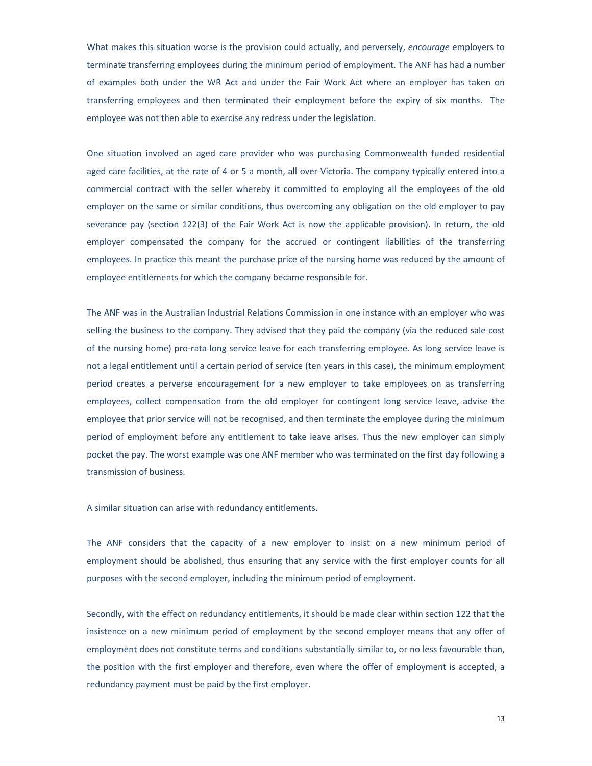What makes this situation worse is the provision could actually, and perversely, *encourage* employers to terminate transferring employees during the minimum period of employment. The ANF has had a number of examples both under the WR Act and under the Fair Work Act where an employer has taken on transferring employees and then terminated their employment before the expiry of six months. The employee was not then able to exercise any redress under the legislation.

One situation involved an aged care provider who was purchasing Commonwealth funded residential aged care facilities, at the rate of 4 or 5 a month, all over Victoria. The company typically entered into a commercial contract with the seller whereby it committed to employing all the employees of the old employer on the same or similar conditions, thus overcoming any obligation on the old employer to pay severance pay (section 122(3) of the Fair Work Act is now the applicable provision). In return, the old employer compensated the company for the accrued or contingent liabilities of the transferring employees. In practice this meant the purchase price of the nursing home was reduced by the amount of employee entitlements for which the company became responsible for.

The ANF was in the Australian Industrial Relations Commission in one instance with an employer who was selling the business to the company. They advised that they paid the company (via the reduced sale cost of the nursing home) pro-rata long service leave for each transferring employee. As long service leave is not a legal entitlement until a certain period of service (ten years in this case), the minimum employment period creates a perverse encouragement for a new employer to take employees on as transferring employees, collect compensation from the old employer for contingent long service leave, advise the employee that prior service will not be recognised, and then terminate the employee during the minimum period of employment before any entitlement to take leave arises. Thus the new employer can simply pocket the pay. The worst example was one ANF member who was terminated on the first day following a transmission of business.

A similar situation can arise with redundancy entitlements.

The ANF considers that the capacity of a new employer to insist on a new minimum period of employment should be abolished, thus ensuring that any service with the first employer counts for all purposes with the second employer, including the minimum period of employment.

Secondly, with the effect on redundancy entitlements, it should be made clear within section 122 that the insistence on a new minimum period of employment by the second employer means that any offer of employment does not constitute terms and conditions substantially similar to, or no less favourable than, the position with the first employer and therefore, even where the offer of employment is accepted, a redundancy payment must be paid by the first employer.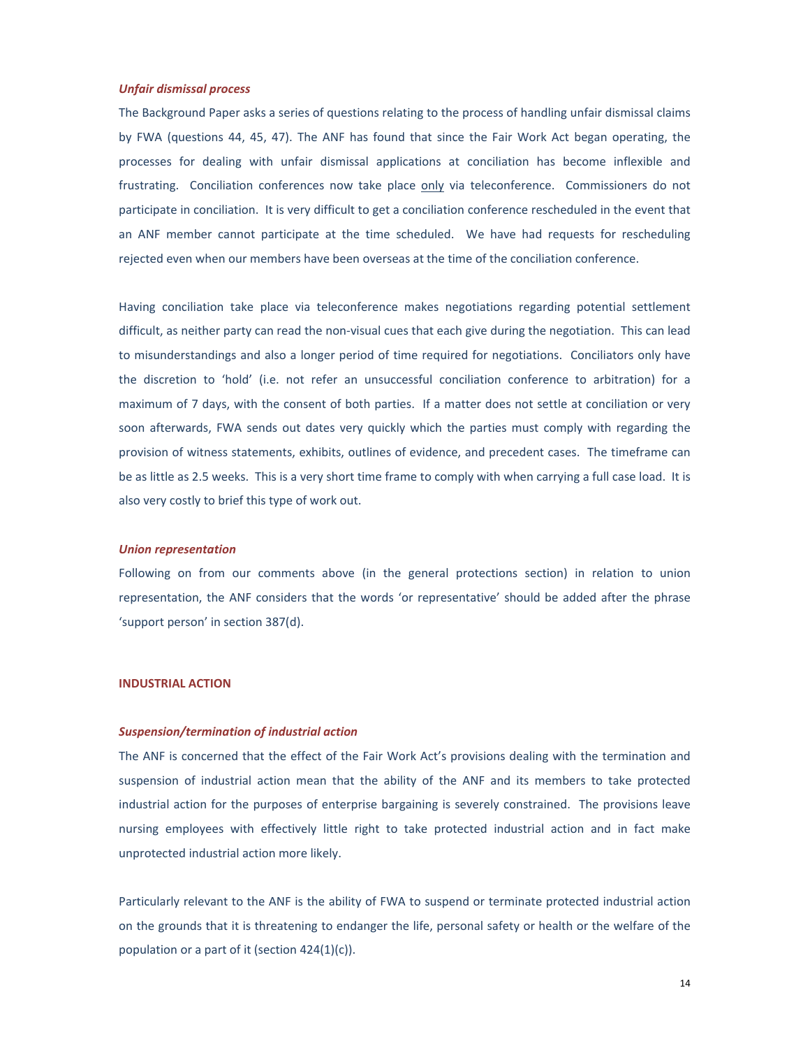### *Unfair dismissal process*

The Background Paper asks a series of questions relating to the process of handling unfair dismissal claims by FWA (questions 44, 45, 47). The ANF has found that since the Fair Work Act began operating, the processes for dealing with unfair dismissal applications at conciliation has become inflexible and frustrating. Conciliation conferences now take place <u>only</u> via teleconference. Commissioners do not participate in conciliation. It is very difficult to get a conciliation conference rescheduled in the event that an ANF member cannot participate at the time scheduled. We have had requests for rescheduling rejected even when our members have been overseas at the time of the conciliation conference.

Having conciliation take place via teleconference makes negotiations regarding potential settlement difficult, as neither party can read the non-visual cues that each give during the negotiation. This can lead to misunderstandings and also a longer period of time required for negotiations. Conciliators only have the discretion to 'hold' (i.e. not refer an unsuccessful conciliation conference to arbitration) for a maximum of 7 days, with the consent of both parties. If a matter does not settle at conciliation or very soon afterwards, FWA sends out dates very quickly which the parties must comply with regarding the provision of witness statements, exhibits, outlines of evidence, and precedent cases. The timeframe can be as little as 2.5 weeks. This is a very short time frame to comply with when carrying a full case load. It is also very costly to brief this type of work out.

### *Union representation*

Following on from our comments above (in the general protections section) in relation to union representation, the ANF considers that the words 'or representative' should be added after the phrase 'support person' in section 387(d).

## INDUSTRIAL ACTION

### *Suspension/termination of industrial action*

The ANF is concerned that the effect of the Fair Work Act's provisions dealing with the termination and suspension of industrial action mean that the ability of the ANF and its members to take protected industrial action for the purposes of enterprise bargaining is severely constrained. The provisions leave nursing employees with effectively little right to take protected industrial action and in fact make unprotected industrial action more likely.

Particularly relevant to the ANF is the ability of FWA to suspend or terminate protected industrial action on the grounds that it is threatening to endanger the life, personal safety or health or the welfare of the population or a part of it (section 424(1)(c)).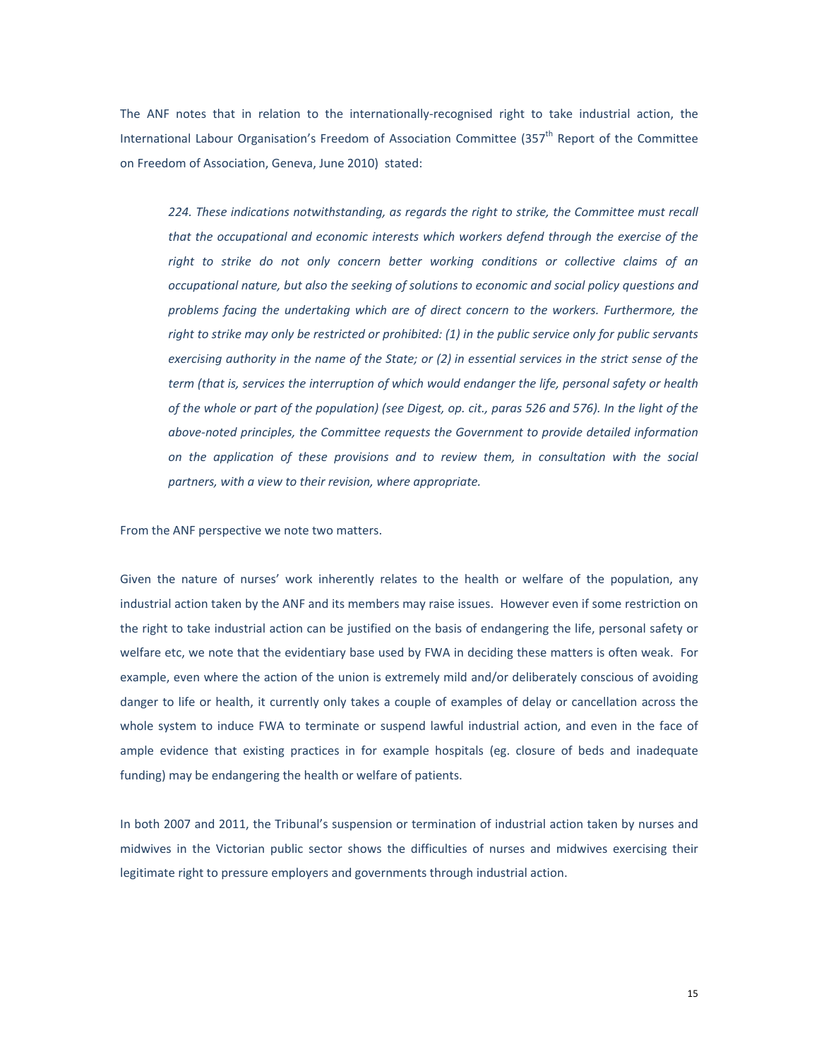The ANF notes that in relation to the internationally-recognised right to take industrial action, the International Labour Organisation's Freedom of Association Committee (357th Report of the Committee on Freedom of Association, Geneva, June 2010) stated:

> *224. These indications notwithstanding, as regards the right to strike, the Committee must recall that the occupational and economic interests which workers defend through the exercise of the right to strike do not only concern better working conditions or collective claims of an occupational nature, but also the seeking of solutions to economic and social policy questions and problems facing the undertaking which are of direct concern to the workers. Furthermore, the right to strike may only be restricted or prohibited: (1) in the public service only for public servants exercising authority in the name of the State; or (2) in essential services in the strict sense of the term (that is, services the interruption of which would endanger the life, personal safety or health of the whole or part of the population) (see Digest, op. cit., paras 526 and 576). In the light of the above-noted principles, the Committee requests the Government to provide detailed information on the application of these provisions and to review them, in consultation with the social partners, with a view to their revision, where appropriate.*

From the ANF perspective we note two matters.

Given the nature of nurses' work inherently relates to the health or welfare of the population, any industrial action taken by the ANF and its members may raise issues. However even if some restriction on the right to take industrial action can be justified on the basis of endangering the life, personal safety or welfare etc, we note that the evidentiary base used by FWA in deciding these matters is often weak. For example, even where the action of the union is extremely mild and/or deliberately conscious of avoiding danger to life or health, it currently only takes a couple of examples of delay or cancellation across the whole system to induce FWA to terminate or suspend lawful industrial action, and even in the face of ample evidence that existing practices in for example hospitals (eg. closure of beds and inadequate funding) may be endangering the health or welfare of patients.

In both 2007 and 2011, the Tribunal's suspension or termination of industrial action taken by nurses and midwives in the Victorian public sector shows the difficulties of nurses and midwives exercising their legitimate right to pressure employers and governments through industrial action.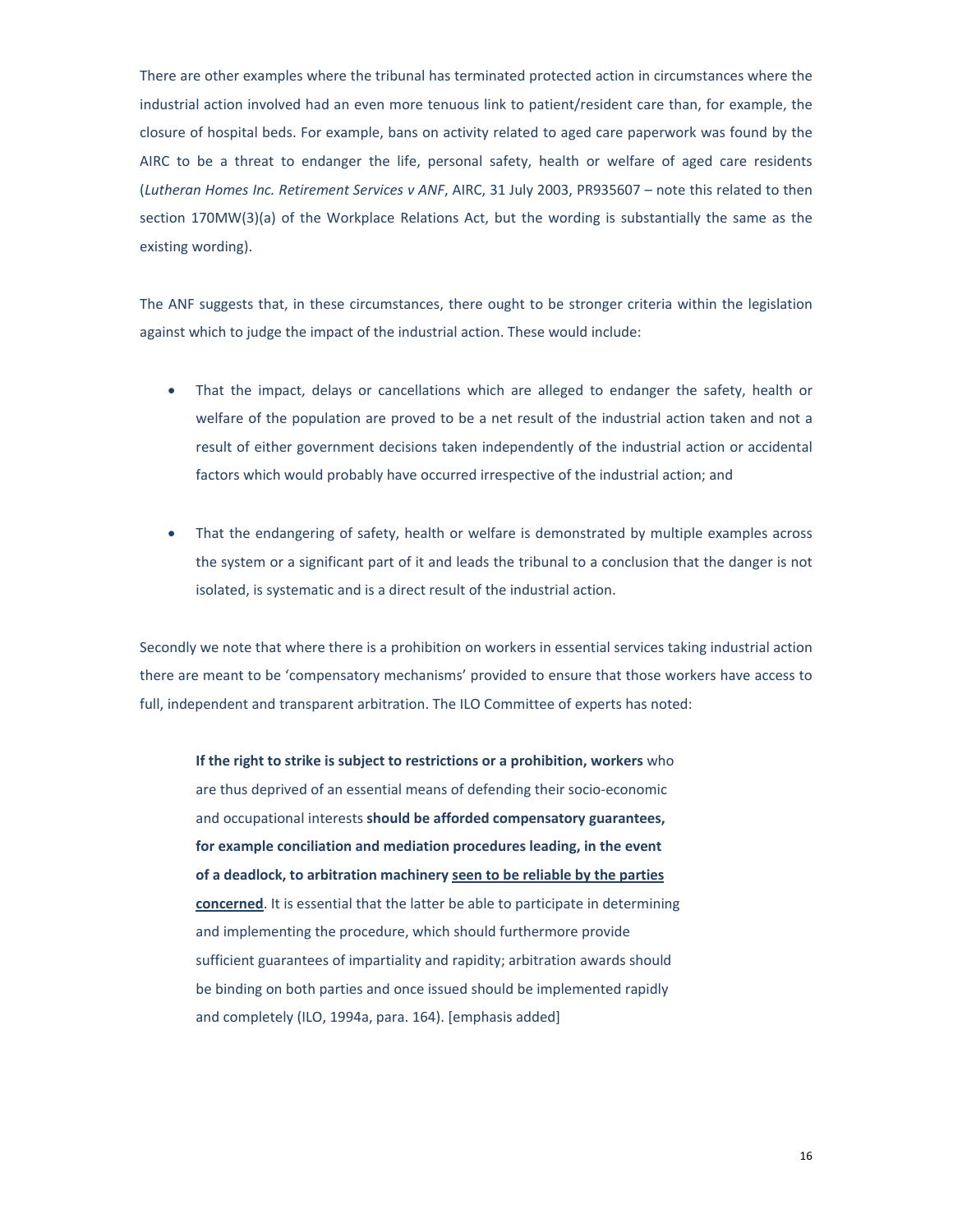There are other examples where the tribunal has terminated protected action in circumstances where the industrial action involved had an even more tenuous link to patient/resident care than, for example, the closure of hospital beds. For example, bans on activity related to aged care paperwork was found by the AIRC to be a threat to endanger the life, personal safety, health or welfare of aged care residents (*Lutheran Homes Inc. Retirement Services v ANF*, AIRC, 31 July 2003, PR935607 – note this related to then section 170MW(3)(a) of the Workplace Relations Act, but the wording is substantially the same as the existing wording).

The ANF suggests that, in these circumstances, there ought to be stronger criteria within the legislation against which to judge the impact of the industrial action. These would include:

- That the impact, delays or cancellations which are alleged to endanger the safety, health or welfare of the population are proved to be a net result of the industrial action taken and not a result of either government decisions taken independently of the industrial action or accidental factors which would probably have occurred irrespective of the industrial action; and

- That the endangering of safety, health or welfare is demonstrated by multiple examples across the system or a significant part of it and leads the tribunal to a conclusion that the danger is not isolated, is systematic and is a direct result of the industrial action.

Secondly we note that where there is a prohibition on workers in essential services taking industrial action there are meant to be 'compensatory mechanisms' provided to ensure that those workers have access to full, independent and transparent arbitration. The ILO Committee of experts has noted:

> **If the right to strike is subject to restrictions or a prohibition, workers** who are thus deprived of an essential means of defending their socio-economic and occupational interests **should be afforded compensatory guarantees, for example conciliation and mediation procedures leading, in the event of a deadlock, to arbitration machinery <u>seen to be reliable by the parties concerned</u>**. It is essential that the latter be able to participate in determining and implementing the procedure, which should furthermore provide sufficient guarantees of impartiality and rapidity; arbitration awards should be binding on both parties and once issued should be implemented rapidly and completely (ILO, 1994a, para. 164). [emphasis added]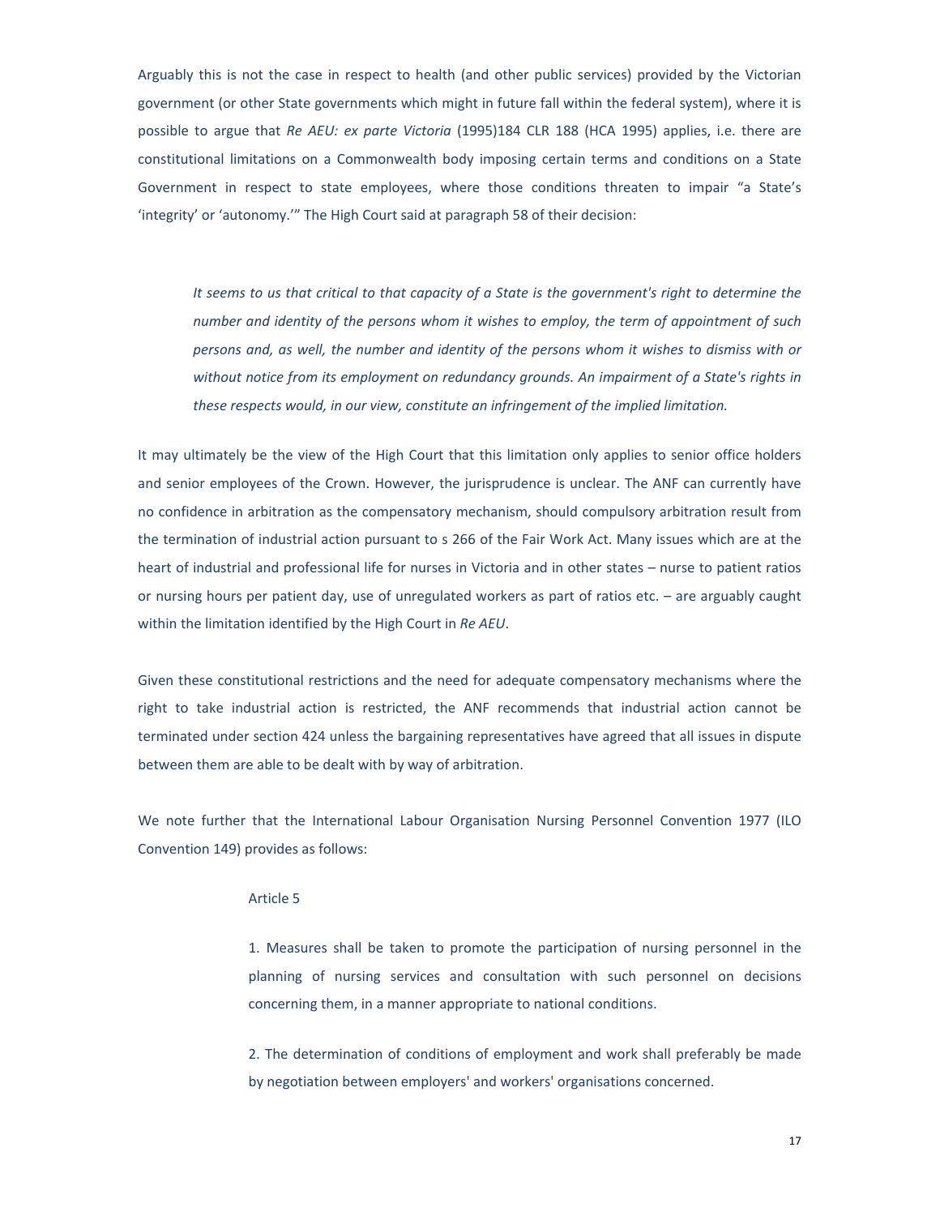Arguably this is not the case in respect to health (and other public services) provided by the Victorian government (or other State governments which might in future fall within the federal system), where it is possible to argue that *Re AEU: ex parte Victoria* (1995)184 CLR 188 (HCA 1995) applies, i.e. there are constitutional limitations on a Commonwealth body imposing certain terms and conditions on a State Government in respect to state employees, where those conditions threaten to impair "a State's 'integrity' or 'autonomy.'" The High Court said at paragraph 58 of their decision:

> *It seems to us that critical to that capacity of a State is the government's right to determine the number and identity of the persons whom it wishes to employ, the term of appointment of such persons and, as well, the number and identity of the persons whom it wishes to dismiss with or without notice from its employment on redundancy grounds. An impairment of a State's rights in these respects would, in our view, constitute an infringement of the implied limitation.*

It may ultimately be the view of the High Court that this limitation only applies to senior office holders and senior employees of the Crown. However, the jurisprudence is unclear. The ANF can currently have no confidence in arbitration as the compensatory mechanism, should compulsory arbitration result from the termination of industrial action pursuant to s 266 of the Fair Work Act. Many issues which are at the heart of industrial and professional life for nurses in Victoria and in other states – nurse to patient ratios or nursing hours per patient day, use of unregulated workers as part of ratios etc. – are arguably caught within the limitation identified by the High Court in *Re AEU*.

Given these constitutional restrictions and the need for adequate compensatory mechanisms where the right to take industrial action is restricted, the ANF recommends that industrial action cannot be terminated under section 424 unless the bargaining representatives have agreed that all issues in dispute between them are able to be dealt with by way of arbitration.

We note further that the International Labour Organisation Nursing Personnel Convention 1977 (ILO Convention 149) provides as follows:

> Article 5
>
> 1. Measures shall be taken to promote the participation of nursing personnel in the planning of nursing services and consultation with such personnel on decisions concerning them, in a manner appropriate to national conditions.
>
> 2. The determination of conditions of employment and work shall preferably be made by negotiation between employers' and workers' organisations concerned.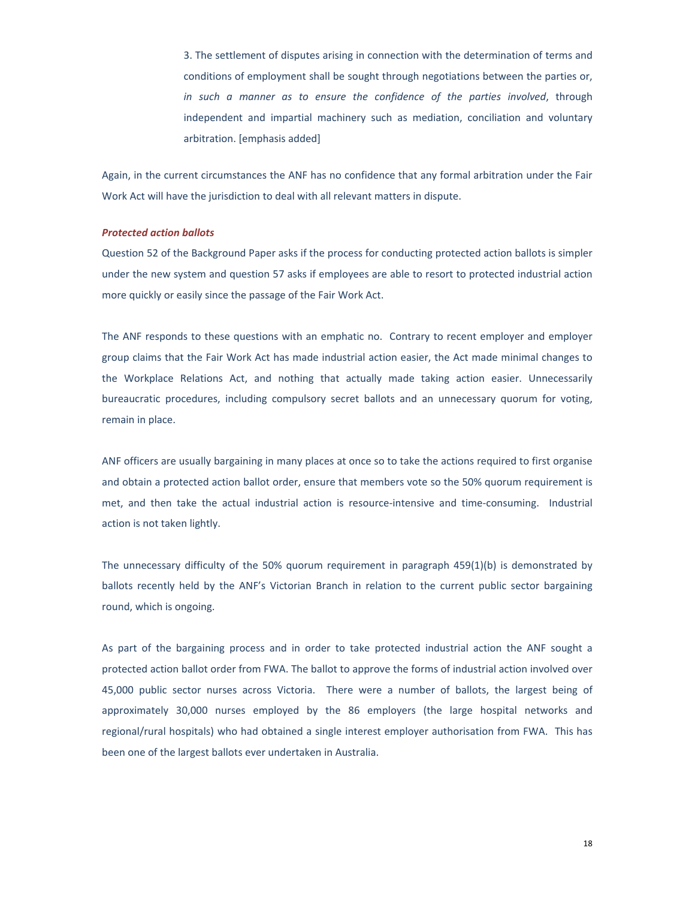> 3. The settlement of disputes arising in connection with the determination of terms and conditions of employment shall be sought through negotiations between the parties or, *in such a manner as to ensure the confidence of the parties involved*, through independent and impartial machinery such as mediation, conciliation and voluntary arbitration. [emphasis added]

Again, in the current circumstances the ANF has no confidence that any formal arbitration under the Fair Work Act will have the jurisdiction to deal with all relevant matters in dispute.

***Protected action ballots***

Question 52 of the Background Paper asks if the process for conducting protected action ballots is simpler under the new system and question 57 asks if employees are able to resort to protected industrial action more quickly or easily since the passage of the Fair Work Act.

The ANF responds to these questions with an emphatic no. Contrary to recent employer and employer group claims that the Fair Work Act has made industrial action easier, the Act made minimal changes to the Workplace Relations Act, and nothing that actually made taking action easier. Unnecessarily bureaucratic procedures, including compulsory secret ballots and an unnecessary quorum for voting, remain in place.

ANF officers are usually bargaining in many places at once so to take the actions required to first organise and obtain a protected action ballot order, ensure that members vote so the 50% quorum requirement is met, and then take the actual industrial action is resource-intensive and time-consuming. Industrial action is not taken lightly.

The unnecessary difficulty of the 50% quorum requirement in paragraph 459(1)(b) is demonstrated by ballots recently held by the ANF's Victorian Branch in relation to the current public sector bargaining round, which is ongoing.

As part of the bargaining process and in order to take protected industrial action the ANF sought a protected action ballot order from FWA. The ballot to approve the forms of industrial action involved over 45,000 public sector nurses across Victoria. There were a number of ballots, the largest being of approximately 30,000 nurses employed by the 86 employers (the large hospital networks and regional/rural hospitals) who had obtained a single interest employer authorisation from FWA. This has been one of the largest ballots ever undertaken in Australia.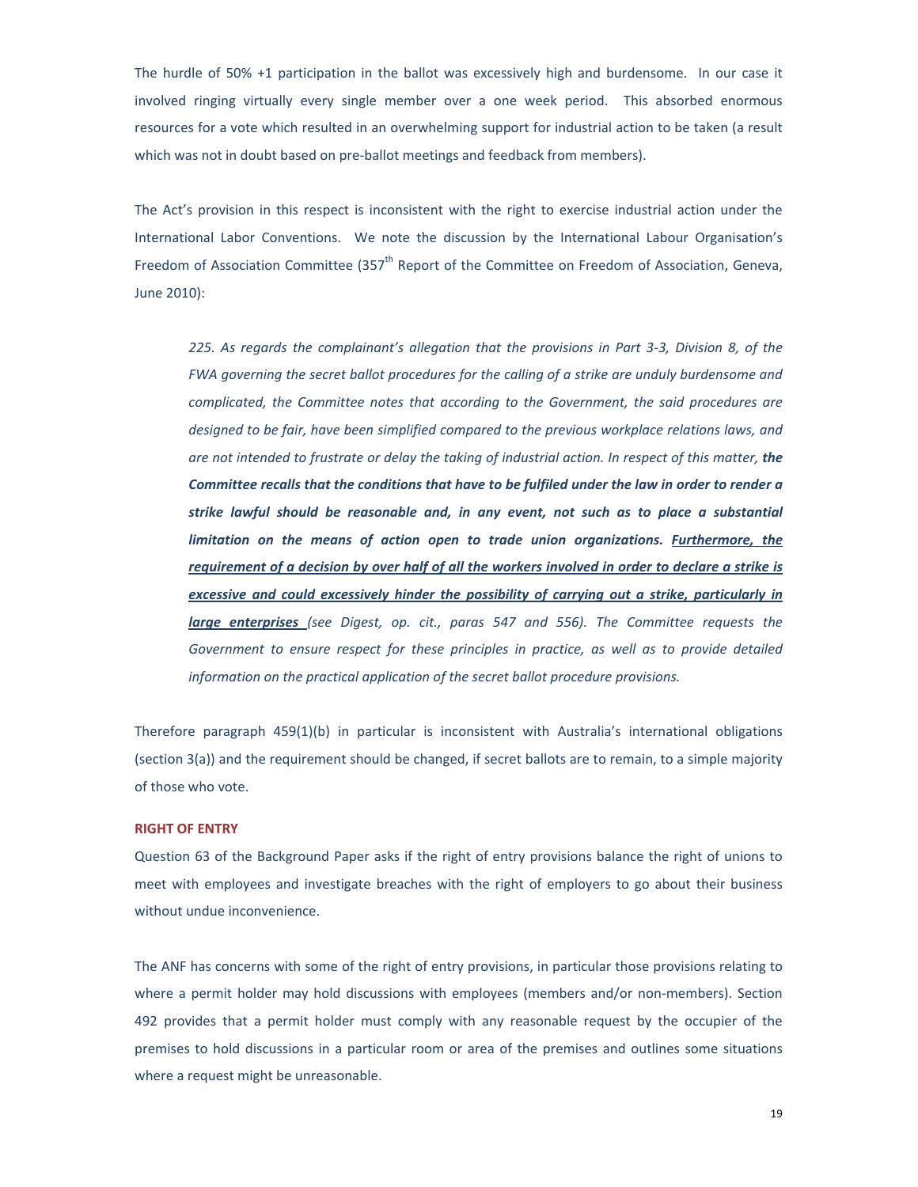The hurdle of 50% +1 participation in the ballot was excessively high and burdensome. In our case it involved ringing virtually every single member over a one week period. This absorbed enormous resources for a vote which resulted in an overwhelming support for industrial action to be taken (a result which was not in doubt based on pre-ballot meetings and feedback from members).

The Act's provision in this respect is inconsistent with the right to exercise industrial action under the International Labor Conventions. We note the discussion by the International Labour Organisation's Freedom of Association Committee (357th Report of the Committee on Freedom of Association, Geneva, June 2010):

> *225. As regards the complainant's allegation that the provisions in Part 3-3, Division 8, of the FWA governing the secret ballot procedures for the calling of a strike are unduly burdensome and complicated, the Committee notes that according to the Government, the said procedures are designed to be fair, have been simplified compared to the previous workplace relations laws, and are not intended to frustrate or delay the taking of industrial action. In respect of this matter,* ***the Committee recalls that the conditions that have to be fulfiled under the law in order to render a strike lawful should be reasonable and, in any event, not such as to place a substantial limitation on the means of action open to trade union organizations.*** ***<u>Furthermore, the requirement of a decision by over half of all the workers involved in order to declare a strike is excessive and could excessively hinder the possibility of carrying out a strike, particularly in large enterprises</u>*** *(see Digest, op. cit., paras 547 and 556). The Committee requests the Government to ensure respect for these principles in practice, as well as to provide detailed information on the practical application of the secret ballot procedure provisions.*

Therefore paragraph 459(1)(b) in particular is inconsistent with Australia's international obligations (section 3(a)) and the requirement should be changed, if secret ballots are to remain, to a simple majority of those who vote.

## RIGHT OF ENTRY

Question 63 of the Background Paper asks if the right of entry provisions balance the right of unions to meet with employees and investigate breaches with the right of employers to go about their business without undue inconvenience.

The ANF has concerns with some of the right of entry provisions, in particular those provisions relating to where a permit holder may hold discussions with employees (members and/or non-members). Section 492 provides that a permit holder must comply with any reasonable request by the occupier of the premises to hold discussions in a particular room or area of the premises and outlines some situations where a request might be unreasonable.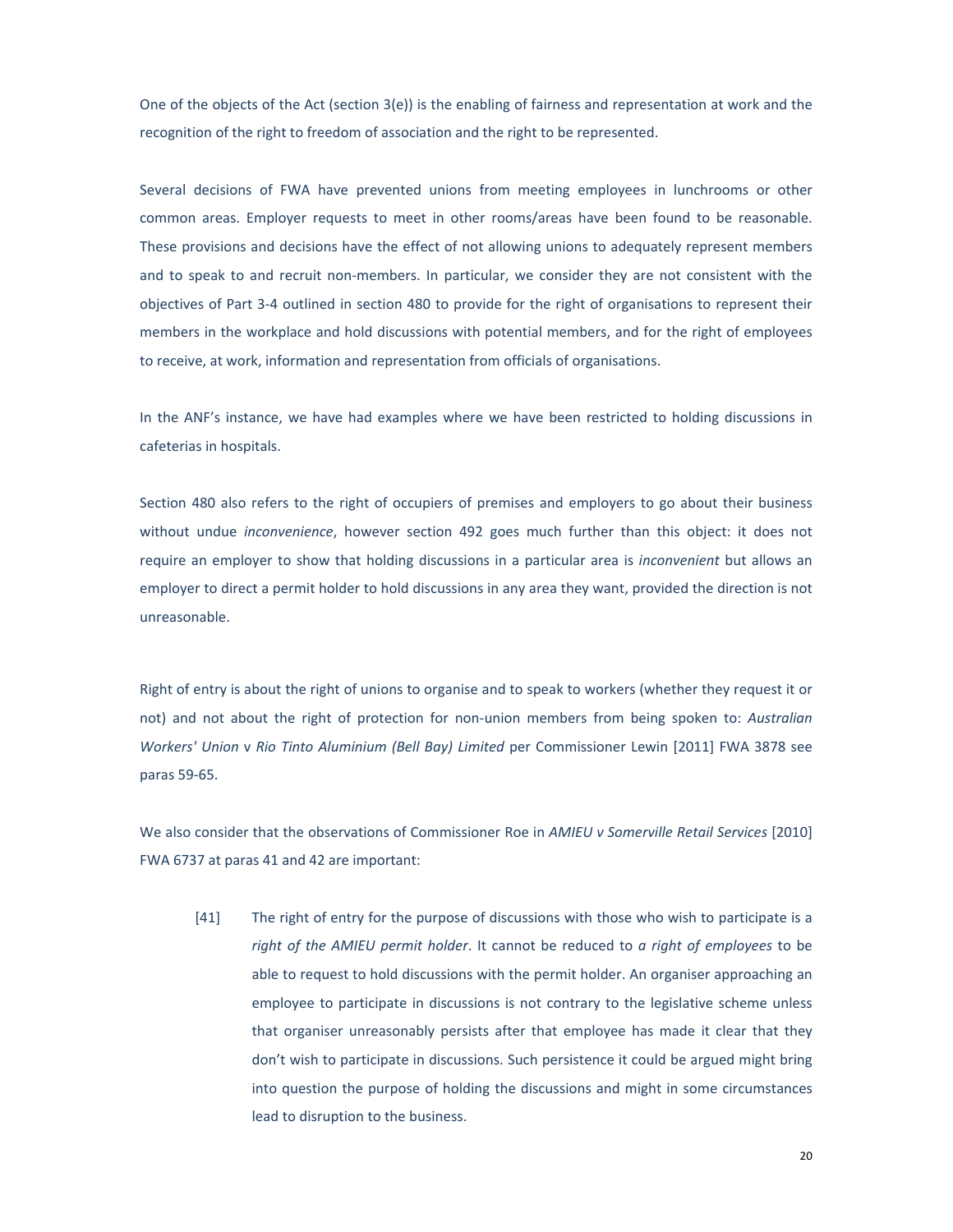One of the objects of the Act (section 3(e)) is the enabling of fairness and representation at work and the recognition of the right to freedom of association and the right to be represented.

Several decisions of FWA have prevented unions from meeting employees in lunchrooms or other common areas. Employer requests to meet in other rooms/areas have been found to be reasonable. These provisions and decisions have the effect of not allowing unions to adequately represent members and to speak to and recruit non-members. In particular, we consider they are not consistent with the objectives of Part 3-4 outlined in section 480 to provide for the right of organisations to represent their members in the workplace and hold discussions with potential members, and for the right of employees to receive, at work, information and representation from officials of organisations.

In the ANF's instance, we have had examples where we have been restricted to holding discussions in cafeterias in hospitals.

Section 480 also refers to the right of occupiers of premises and employers to go about their business without undue *inconvenience*, however section 492 goes much further than this object: it does not require an employer to show that holding discussions in a particular area is *inconvenient* but allows an employer to direct a permit holder to hold discussions in any area they want, provided the direction is not unreasonable.

Right of entry is about the right of unions to organise and to speak to workers (whether they request it or not) and not about the right of protection for non-union members from being spoken to: *Australian Workers' Union* v *Rio Tinto Aluminium (Bell Bay) Limited* per Commissioner Lewin [2011] FWA 3878 see paras 59-65.

We also consider that the observations of Commissioner Roe in *AMIEU v Somerville Retail Services* [2010] FWA 6737 at paras 41 and 42 are important:

> [41] The right of entry for the purpose of discussions with those who wish to participate is a *right of the AMIEU permit holder*. It cannot be reduced to *a right of employees* to be able to request to hold discussions with the permit holder. An organiser approaching an employee to participate in discussions is not contrary to the legislative scheme unless that organiser unreasonably persists after that employee has made it clear that they don't wish to participate in discussions. Such persistence it could be argued might bring into question the purpose of holding the discussions and might in some circumstances lead to disruption to the business.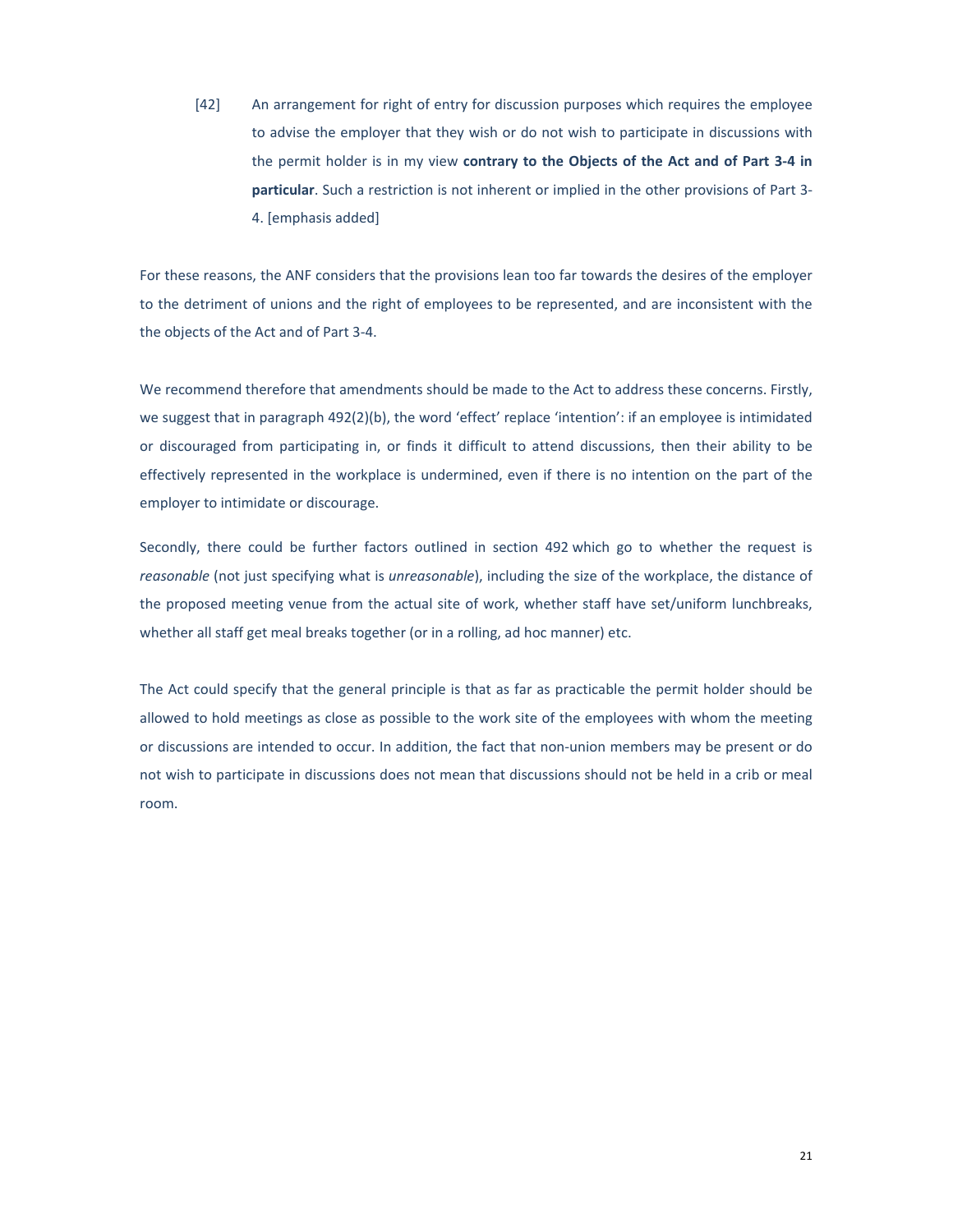[42] An arrangement for right of entry for discussion purposes which requires the employee to advise the employer that they wish or do not wish to participate in discussions with the permit holder is in my view **contrary to the Objects of the Act and of Part 3-4 in particular**. Such a restriction is not inherent or implied in the other provisions of Part 3-4. [emphasis added]

For these reasons, the ANF considers that the provisions lean too far towards the desires of the employer to the detriment of unions and the right of employees to be represented, and are inconsistent with the the objects of the Act and of Part 3-4.

We recommend therefore that amendments should be made to the Act to address these concerns. Firstly, we suggest that in paragraph 492(2)(b), the word 'effect' replace 'intention': if an employee is intimidated or discouraged from participating in, or finds it difficult to attend discussions, then their ability to be effectively represented in the workplace is undermined, even if there is no intention on the part of the employer to intimidate or discourage.

Secondly, there could be further factors outlined in section 492 which go to whether the request is *reasonable* (not just specifying what is *unreasonable*), including the size of the workplace, the distance of the proposed meeting venue from the actual site of work, whether staff have set/uniform lunchbreaks, whether all staff get meal breaks together (or in a rolling, ad hoc manner) etc.

The Act could specify that the general principle is that as far as practicable the permit holder should be allowed to hold meetings as close as possible to the work site of the employees with whom the meeting or discussions are intended to occur. In addition, the fact that non-union members may be present or do not wish to participate in discussions does not mean that discussions should not be held in a crib or meal room.